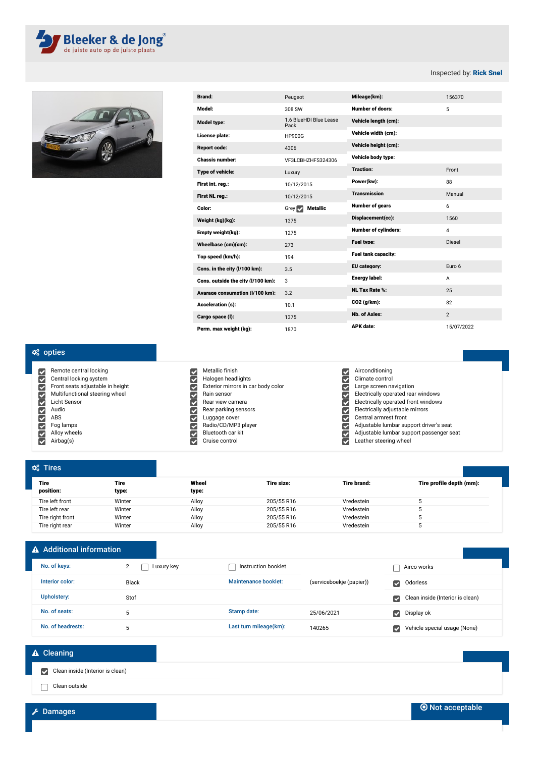Bleeker & de Jong
de juiste auto op de juiste plaats

Inspected by: **Rick Snel**

| | | | |
|---|---|---|---|
| **Brand:** | Peugeot | **Mileage(km):** | 156370 |
| **Model:** | 308 SW | **Number of doors:** | 5 |
| **Model type:** | 1.6 BlueHDI Blue Lease Pack | **Vehicle length (cm):** | |
| **License plate:** | HP900G | **Vehicle width (cm):** | |
| **Report code:** | 4306 | **Vehicle height (cm):** | |
| **Chassis number:** | VF3LCBHZHFS324306 | **Vehicle body type:** | |
| **Type of vehicle:** | Luxury | **Traction:** | Front |
| **First int. reg.:** | 10/12/2015 | **Power(kw):** | 88 |
| **First NL reg.:** | 10/12/2015 | **Transmission** | Manual |
| **Color:** | Grey ☑ **Metallic** | **Number of gears** | 6 |
| **Weight (kg)(kg):** | 1375 | **Displacement(cc):** | 1560 |
| **Empty weight(kg):** | 1275 | **Number of cylinders:** | 4 |
| **Wheelbase (cm)(cm):** | 273 | **Fuel type:** | Diesel |
| **Top speed (km/h):** | 194 | **Fuel tank capacity:** | |
| **Cons. in the city (l/100 km):** | 3.5 | **EU category:** | Euro 6 |
| **Cons. outside the city (l/100 km):** | 3 | **Energy label:** | A |
| **Avarage consumption (l/100 km):** | 3.2 | **NL Tax Rate %:** | 25 |
| **Acceleration (s):** | 10.1 | **CO2 (g/km):** | 82 |
| **Cargo space (l):** | 1375 | **Nb. of Axles:** | 2 |
| **Perm. max weight (kg):** | 1870 | **APK date:** | 15/07/2022 |

## opties

- ☑ Remote central locking
- ☑ Central locking system
- ☑ Front seats adjustable in height
- ☑ Multifunctional steering wheel
- ☑ Licht Sensor
- ☑ Audio
- ☑ ABS
- ☑ Fog lamps
- ☑ Alloy wheels
- ☑ Airbag(s)
- ☑ Metallic finish
- ☑ Halogen headlights
- ☑ Exterior mirrors in car body color
- ☑ Rain sensor
- ☑ Rear view camera
- ☑ Rear parking sensors
- ☑ Luggage cover
- ☑ Radio/CD/MP3 player
- ☑ Bluetooth car kit
- ☑ Cruise control
- ☑ Airconditioning
- ☑ Climate control
- ☑ Large screen navigation
- ☑ Electrically operated rear windows
- ☑ Electrically operated front windows
- ☑ Electrically adjustable mirrors
- ☑ Central armrest front
- ☑ Adjustable lumbar support driver's seat
- ☑ Adjustable lumbar support passenger seat
- ☑ Leather steering wheel

## Tires

| Tire position: | Tire type: | Wheel type: | Tire size: | Tire brand: | Tire profile depth (mm): |
|---|---|---|---|---|---|
| Tire left front | Winter | Alloy | 205/55 R16 | Vredestein | 5 |
| Tire left rear | Winter | Alloy | 205/55 R16 | Vredestein | 5 |
| Tire right front | Winter | Alloy | 205/55 R16 | Vredestein | 5 |
| Tire right rear | Winter | Alloy | 205/55 R16 | Vredestein | 5 |

## Additional information

| | | | | |
|---|---|---|---|---|
| No. of keys: | 2 ☐ Luxury key | ☐ Instruction booklet | | ☐ Airco works |
| Interior color: | Black | Maintenance booklet: | (serviceboekje (papier)) | ☑ Odorless |
| Upholstery: | Stof | | | ☑ Clean inside (Interior is clean) |
| No. of seats: | 5 | Stamp date: | 25/06/2021 | ☑ Display ok |
| No. of headrests: | 5 | Last turn mileage(km): | 140265 | ☑ Vehicle special usage (None) |

## Cleaning

- ☑ Clean inside (Interior is clean)
- ☐ Clean outside

## Damages

Not acceptable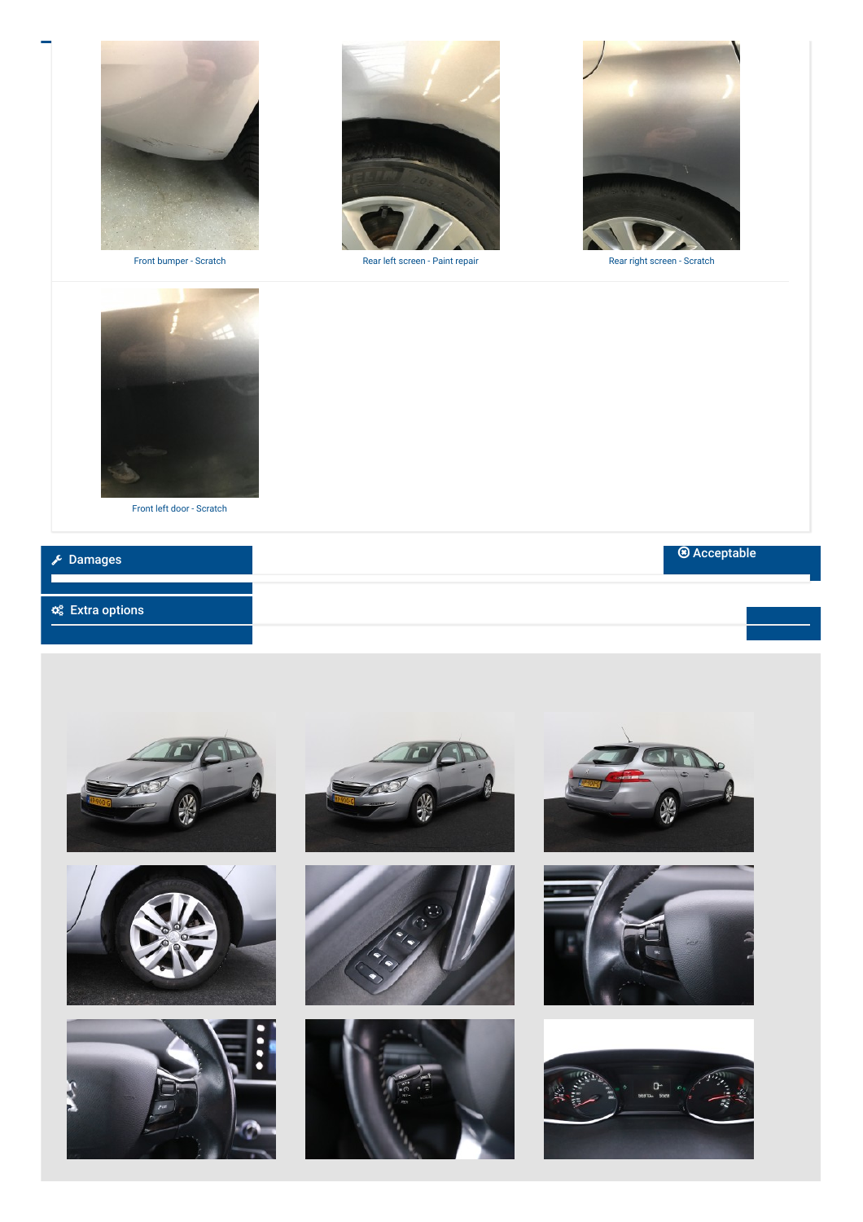Front bumper - Scratch

Rear left screen - Paint repair

Rear right screen - Scratch

Front left door - Scratch

## Damages

Acceptable

## Extra options